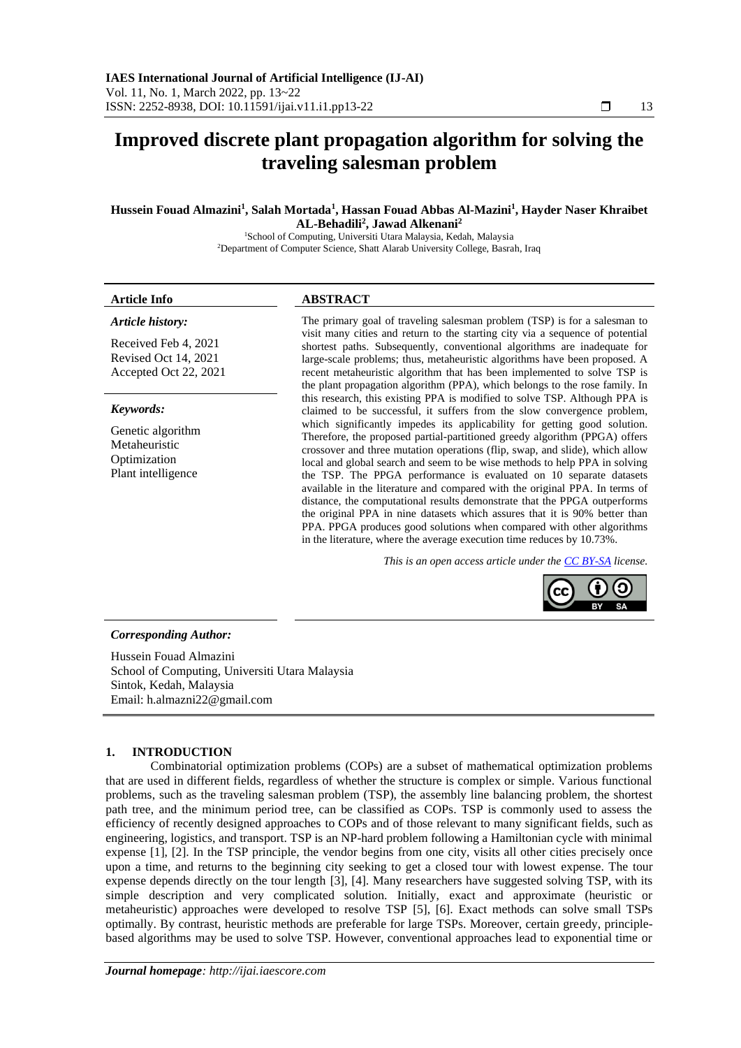# Improved discrete plant propagation algorithm for solving the traveling salesman problem

**Hussein Fouad Almazini[1], Salah Mortada[1], Hassan Fouad Abbas Al-Mazini[1], Hayder Naser Khraibet AL-Behadili[2], Jawad Alkenani[2]**

[1]School of Computing, Universiti Utara Malaysia, Kedah, Malaysia
[2]Department of Computer Science, Shatt Alarab University College, Basrah, Iraq

**Article Info**

*Article history:*

Received Feb 4, 2021
Revised Oct 14, 2021
Accepted Oct 22, 2021

*Keywords:*

Genetic algorithm
Metaheuristic
Optimization
Plant intelligence

**ABSTRACT**

The primary goal of traveling salesman problem (TSP) is for a salesman to visit many cities and return to the starting city via a sequence of potential shortest paths. Subsequently, conventional algorithms are inadequate for large-scale problems; thus, metaheuristic algorithms have been proposed. A recent metaheuristic algorithm that has been implemented to solve TSP is the plant propagation algorithm (PPA), which belongs to the rose family. In this research, this existing PPA is modified to solve TSP. Although PPA is claimed to be successful, it suffers from the slow convergence problem, which significantly impedes its applicability for getting good solution. Therefore, the proposed partial-partitioned greedy algorithm (PPGA) offers crossover and three mutation operations (flip, swap, and slide), which allow local and global search and seem to be wise methods to help PPA in solving the TSP. The PPGA performance is evaluated on 10 separate datasets available in the literature and compared with the original PPA. In terms of distance, the computational results demonstrate that the PPGA outperforms the original PPA in nine datasets which assures that it is 90% better than PPA. PPGA produces good solutions when compared with other algorithms in the literature, where the average execution time reduces by 10.73%.

*This is an open access article under the CC BY-SA license.*

***Corresponding Author:***

Hussein Fouad Almazini
School of Computing, Universiti Utara Malaysia
Sintok, Kedah, Malaysia
Email: h.almazni22@gmail.com

## 1. INTRODUCTION

Combinatorial optimization problems (COPs) are a subset of mathematical optimization problems that are used in different fields, regardless of whether the structure is complex or simple. Various functional problems, such as the traveling salesman problem (TSP), the assembly line balancing problem, the shortest path tree, and the minimum period tree, can be classified as COPs. TSP is commonly used to assess the efficiency of recently designed approaches to COPs and of those relevant to many significant fields, such as engineering, logistics, and transport. TSP is an NP-hard problem following a Hamiltonian cycle with minimal expense [1], [2]. In the TSP principle, the vendor begins from one city, visits all other cities precisely once upon a time, and returns to the beginning city seeking to get a closed tour with lowest expense. The tour expense depends directly on the tour length [3], [4]. Many researchers have suggested solving TSP, with its simple description and very complicated solution. Initially, exact and approximate (heuristic or metaheuristic) approaches were developed to resolve TSP [5], [6]. Exact methods can solve small TSPs optimally. By contrast, heuristic methods are preferable for large TSPs. Moreover, certain greedy, principle-based algorithms may be used to solve TSP. However, conventional approaches lead to exponential time or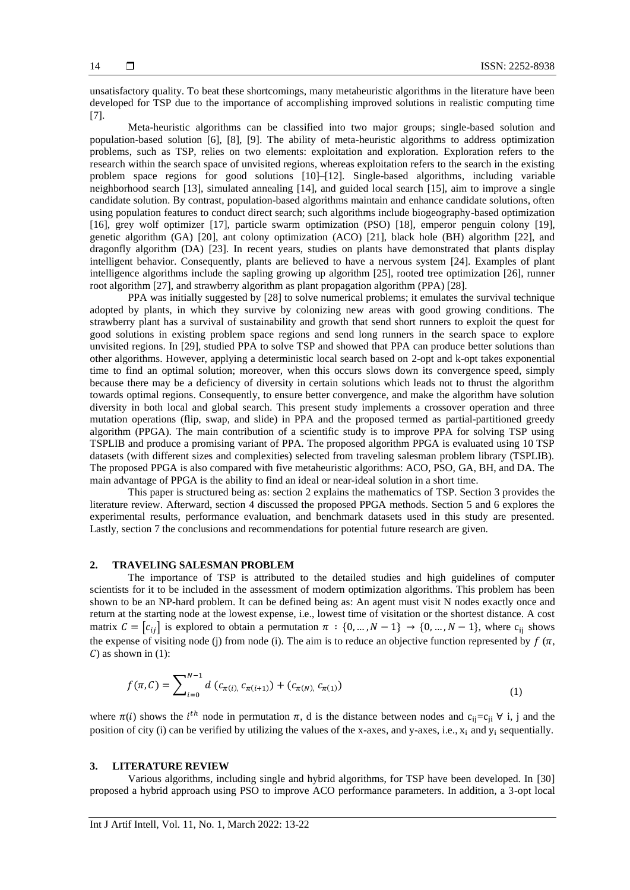unsatisfactory quality. To beat these shortcomings, many metaheuristic algorithms in the literature have been developed for TSP due to the importance of accomplishing improved solutions in realistic computing time [7].

Meta-heuristic algorithms can be classified into two major groups; single-based solution and population-based solution [6], [8], [9]. The ability of meta-heuristic algorithms to address optimization problems, such as TSP, relies on two elements: exploitation and exploration. Exploration refers to the research within the search space of unvisited regions, whereas exploitation refers to the search in the existing problem space regions for good solutions [10]–[12]. Single-based algorithms, including variable neighborhood search [13], simulated annealing [14], and guided local search [15], aim to improve a single candidate solution. By contrast, population-based algorithms maintain and enhance candidate solutions, often using population features to conduct direct search; such algorithms include biogeography-based optimization [16], grey wolf optimizer [17], particle swarm optimization (PSO) [18], emperor penguin colony [19], genetic algorithm (GA) [20], ant colony optimization (ACO) [21], black hole (BH) algorithm [22], and dragonfly algorithm (DA) [23]. In recent years, studies on plants have demonstrated that plants display intelligent behavior. Consequently, plants are believed to have a nervous system [24]. Examples of plant intelligence algorithms include the sapling growing up algorithm [25], rooted tree optimization [26], runner root algorithm [27], and strawberry algorithm as plant propagation algorithm (PPA) [28].

PPA was initially suggested by [28] to solve numerical problems; it emulates the survival technique adopted by plants, in which they survive by colonizing new areas with good growing conditions. The strawberry plant has a survival of sustainability and growth that send short runners to exploit the quest for good solutions in existing problem space regions and send long runners in the search space to explore unvisited regions. In [29], studied PPA to solve TSP and showed that PPA can produce better solutions than other algorithms. However, applying a deterministic local search based on 2-opt and k-opt takes exponential time to find an optimal solution; moreover, when this occurs slows down its convergence speed, simply because there may be a deficiency of diversity in certain solutions which leads not to thrust the algorithm towards optimal regions. Consequently, to ensure better convergence, and make the algorithm have solution diversity in both local and global search. This present study implements a crossover operation and three mutation operations (flip, swap, and slide) in PPA and the proposed termed as partial-partitioned greedy algorithm (PPGA). The main contribution of a scientific study is to improve PPA for solving TSP using TSPLIB and produce a promising variant of PPA. The proposed algorithm PPGA is evaluated using 10 TSP datasets (with different sizes and complexities) selected from traveling salesman problem library (TSPLIB). The proposed PPGA is also compared with five metaheuristic algorithms: ACO, PSO, GA, BH, and DA. The main advantage of PPGA is the ability to find an ideal or near-ideal solution in a short time.

This paper is structured being as: section 2 explains the mathematics of TSP. Section 3 provides the literature review. Afterward, section 4 discussed the proposed PPGA methods. Section 5 and 6 explores the experimental results, performance evaluation, and benchmark datasets used in this study are presented. Lastly, section 7 the conclusions and recommendations for potential future research are given.

## 2. TRAVELING SALESMAN PROBLEM

The importance of TSP is attributed to the detailed studies and high guidelines of computer scientists for it to be included in the assessment of modern optimization algorithms. This problem has been shown to be an NP-hard problem. It can be defined being as: An agent must visit N nodes exactly once and return at the starting node at the lowest expense, i.e., lowest time of visitation or the shortest distance. A cost matrix $C = [c_{ij}]$ is explored to obtain a permutation $\pi : \{0, \ldots, N-1\} \rightarrow \{0, \ldots, N-1\}$, where $c_{ij}$ shows the expense of visiting node (j) from node (i). The aim is to reduce an objective function represented by $f(\pi, C)$ as shown in (1):

$$f(\pi, C) = \sum_{i=0}^{N-1} d\,(c_{\pi(i)}, c_{\pi(i+1)}) + (c_{\pi(N)}, c_{\pi(1)}) \tag{1}$$

where $\pi(i)$ shows the $i^{th}$ node in permutation $\pi$, d is the distance between nodes and $c_{ij}=c_{ji}$ $\forall$ i, j and the position of city (i) can be verified by utilizing the values of the x-axes, and y-axes, i.e., $x_i$ and $y_i$ sequentially.

## 3. LITERATURE REVIEW

Various algorithms, including single and hybrid algorithms, for TSP have been developed. In [30] proposed a hybrid approach using PSO to improve ACO performance parameters. In addition, a 3-opt local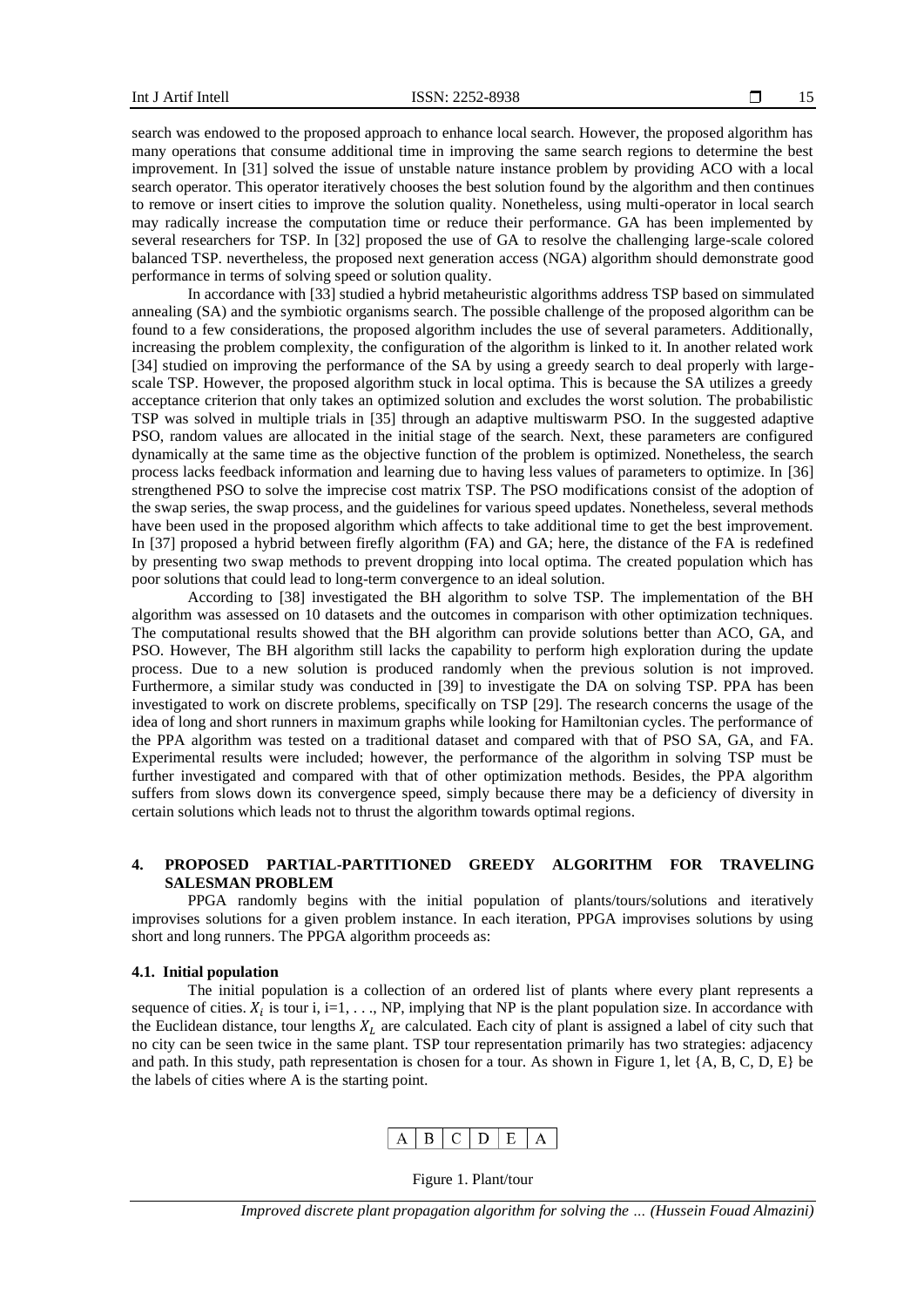search was endowed to the proposed approach to enhance local search. However, the proposed algorithm has many operations that consume additional time in improving the same search regions to determine the best improvement. In [31] solved the issue of unstable nature instance problem by providing ACO with a local search operator. This operator iteratively chooses the best solution found by the algorithm and then continues to remove or insert cities to improve the solution quality. Nonetheless, using multi-operator in local search may radically increase the computation time or reduce their performance. GA has been implemented by several researchers for TSP. In [32] proposed the use of GA to resolve the challenging large-scale colored balanced TSP. nevertheless, the proposed next generation access (NGA) algorithm should demonstrate good performance in terms of solving speed or solution quality.

In accordance with [33] studied a hybrid metaheuristic algorithms address TSP based on simmulated annealing (SA) and the symbiotic organisms search. The possible challenge of the proposed algorithm can be found to a few considerations, the proposed algorithm includes the use of several parameters. Additionally, increasing the problem complexity, the configuration of the algorithm is linked to it. In another related work [34] studied on improving the performance of the SA by using a greedy search to deal properly with large-scale TSP. However, the proposed algorithm stuck in local optima. This is because the SA utilizes a greedy acceptance criterion that only takes an optimized solution and excludes the worst solution. The probabilistic TSP was solved in multiple trials in [35] through an adaptive multiswarm PSO. In the suggested adaptive PSO, random values are allocated in the initial stage of the search. Next, these parameters are configured dynamically at the same time as the objective function of the problem is optimized. Nonetheless, the search process lacks feedback information and learning due to having less values of parameters to optimize. In [36] strengthened PSO to solve the imprecise cost matrix TSP. The PSO modifications consist of the adoption of the swap series, the swap process, and the guidelines for various speed updates. Nonetheless, several methods have been used in the proposed algorithm which affects to take additional time to get the best improvement. In [37] proposed a hybrid between firefly algorithm (FA) and GA; here, the distance of the FA is redefined by presenting two swap methods to prevent dropping into local optima. The created population which has poor solutions that could lead to long-term convergence to an ideal solution.

According to [38] investigated the BH algorithm to solve TSP. The implementation of the BH algorithm was assessed on 10 datasets and the outcomes in comparison with other optimization techniques. The computational results showed that the BH algorithm can provide solutions better than ACO, GA, and PSO. However, The BH algorithm still lacks the capability to perform high exploration during the update process. Due to a new solution is produced randomly when the previous solution is not improved. Furthermore, a similar study was conducted in [39] to investigate the DA on solving TSP. PPA has been investigated to work on discrete problems, specifically on TSP [29]. The research concerns the usage of the idea of long and short runners in maximum graphs while looking for Hamiltonian cycles. The performance of the PPA algorithm was tested on a traditional dataset and compared with that of PSO SA, GA, and FA. Experimental results were included; however, the performance of the algorithm in solving TSP must be further investigated and compared with that of other optimization methods. Besides, the PPA algorithm suffers from slows down its convergence speed, simply because there may be a deficiency of diversity in certain solutions which leads not to thrust the algorithm towards optimal regions.

## 4. PROPOSED PARTIAL-PARTITIONED GREEDY ALGORITHM FOR TRAVELING SALESMAN PROBLEM

PPGA randomly begins with the initial population of plants/tours/solutions and iteratively improvises solutions for a given problem instance. In each iteration, PPGA improvises solutions by using short and long runners. The PPGA algorithm proceeds as:

### 4.1. Initial population

The initial population is a collection of an ordered list of plants where every plant represents a sequence of cities. $X_i$ is tour i, i=1, . . ., NP, implying that NP is the plant population size. In accordance with the Euclidean distance, tour lengths $X_L$ are calculated. Each city of plant is assigned a label of city such that no city can be seen twice in the same plant. TSP tour representation primarily has two strategies: adjacency and path. In this study, path representation is chosen for a tour. As shown in Figure 1, let {A, B, C, D, E} be the labels of cities where A is the starting point.

| A | B | C | D | E | A |
|---|---|---|---|---|---|

Figure 1. Plant/tour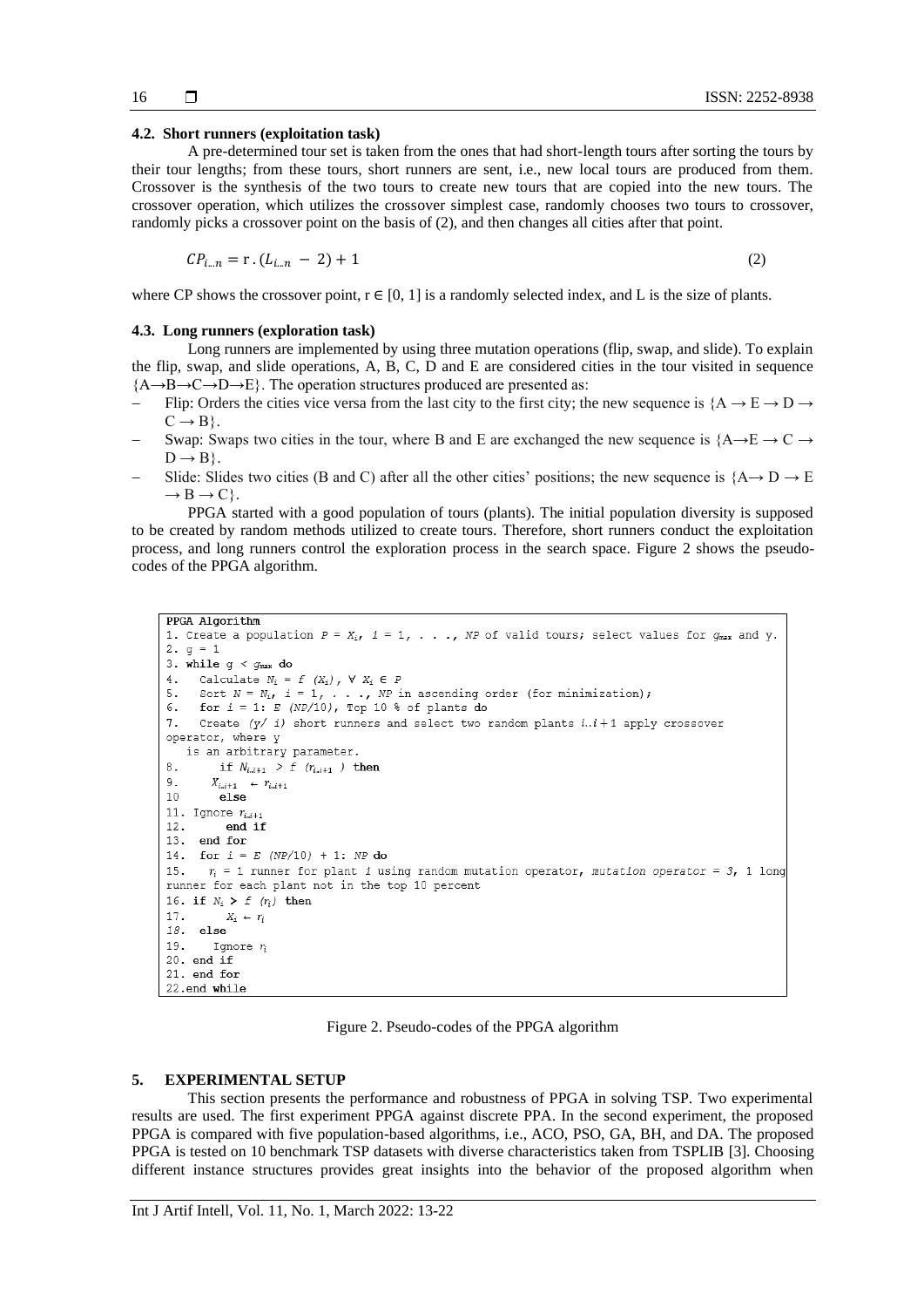### 4.2. Short runners (exploitation task)

A pre-determined tour set is taken from the ones that had short-length tours after sorting the tours by their tour lengths; from these tours, short runners are sent, i.e., new local tours are produced from them. Crossover is the synthesis of the two tours to create new tours that are copied into the new tours. The crossover operation, which utilizes the crossover simplest case, randomly chooses two tours to crossover, randomly picks a crossover point on the basis of (2), and then changes all cities after that point.

$$CP_{i..n} = \text{r} \,.\, (L_{i..n} - 2) + 1 \tag{2}$$

where CP shows the crossover point, $r \in [0, 1]$ is a randomly selected index, and L is the size of plants.

### 4.3. Long runners (exploration task)

Long runners are implemented by using three mutation operations (flip, swap, and slide). To explain the flip, swap, and slide operations, A, B, C, D and E are considered cities in the tour visited in sequence {A→B→C→D→E}. The operation structures produced are presented as:

- Flip: Orders the cities vice versa from the last city to the first city; the new sequence is {A → E → D → C → B}.
- Swap: Swaps two cities in the tour, where B and E are exchanged the new sequence is {A→E → C → D → B}.
- Slide: Slides two cities (B and C) after all the other cities' positions; the new sequence is {A→ D → E → B → C}.

PPGA started with a good population of tours (plants). The initial population diversity is supposed to be created by random methods utilized to create tours. Therefore, short runners conduct the exploitation process, and long runners control the exploration process in the search space. Figure 2 shows the pseudo-codes of the PPGA algorithm.

```
PPGA Algorithm
1. Create a population P = X_i, i = 1, . . ., NP of valid tours; select values for g_max and y.
2. g = 1
3. while g < g_max do
4.   Calculate N_i = f (X_i), ∀ X_i ∈ P
5.   Sort N = N_i, i = 1, . . ., NP in ascending order (for minimization);
6.   for i = 1: E (NP/10), Top 10 % of plants do
7.   Create (y/ i) short runners and select two random plants i..i+1 apply crossover
operator, where y
   is an arbitrary parameter.
8.       if N_i..i+1 > f (r_i..i+1 ) then
9.     X_i..i+1 ← r_i..i+1
10      else
11. Ignore r_i..i+1
12.      end if
13.  end for
14.  for i = E (NP/10) + 1: NP do
15.    r_i = 1 runner for plant i using random mutation operator, mutation operator = 3, 1 long
runner for each plant not in the top 10 percent
16. if N_i > f (r_i) then
17.      X_i ← r_i
18.  else
19.    Ignore r_i
20. end if
21. end for
22.end while
```

Figure 2. Pseudo-codes of the PPGA algorithm

## 5. EXPERIMENTAL SETUP

This section presents the performance and robustness of PPGA in solving TSP. Two experimental results are used. The first experiment PPGA against discrete PPA. In the second experiment, the proposed PPGA is compared with five population-based algorithms, i.e., ACO, PSO, GA, BH, and DA. The proposed PPGA is tested on 10 benchmark TSP datasets with diverse characteristics taken from TSPLIB [3]. Choosing different instance structures provides great insights into the behavior of the proposed algorithm when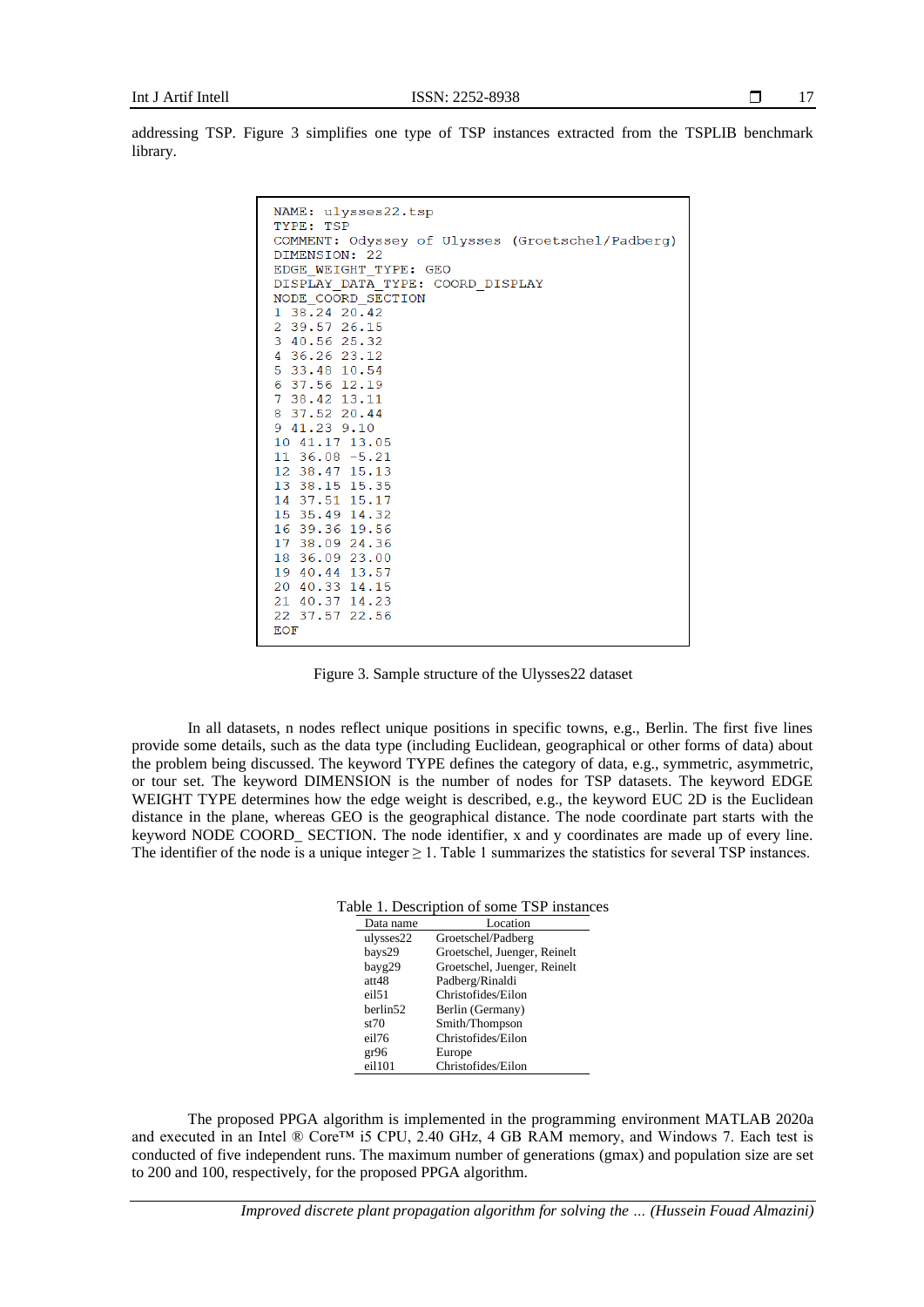addressing TSP. Figure 3 simplifies one type of TSP instances extracted from the TSPLIB benchmark library.

```
NAME: ulysses22.tsp
TYPE: TSP
COMMENT: Odyssey of Ulysses (Groetschel/Padberg)
DIMENSION: 22
EDGE_WEIGHT_TYPE: GEO
DISPLAY_DATA_TYPE: COORD_DISPLAY
NODE_COORD_SECTION
1 38.24 20.42
2 39.57 26.15
3 40.56 25.32
4 36.26 23.12
5 33.48 10.54
6 37.56 12.19
7 38.42 13.11
8 37.52 20.44
9 41.23 9.10
10 41.17 13.05
11 36.08 -5.21
12 38.47 15.13
13 38.15 15.35
14 37.51 15.17
15 35.49 14.32
16 39.36 19.56
17 38.09 24.36
18 36.09 23.00
19 40.44 13.57
20 40.33 14.15
21 40.37 14.23
22 37.57 22.56
EOF
```

Figure 3. Sample structure of the Ulysses22 dataset

In all datasets, n nodes reflect unique positions in specific towns, e.g., Berlin. The first five lines provide some details, such as the data type (including Euclidean, geographical or other forms of data) about the problem being discussed. The keyword TYPE defines the category of data, e.g., symmetric, asymmetric, or tour set. The keyword DIMENSION is the number of nodes for TSP datasets. The keyword EDGE WEIGHT TYPE determines how the edge weight is described, e.g., the keyword EUC 2D is the Euclidean distance in the plane, whereas GEO is the geographical distance. The node coordinate part starts with the keyword NODE COORD_ SECTION. The node identifier, x and y coordinates are made up of every line. The identifier of the node is a unique integer $\geq 1$. Table 1 summarizes the statistics for several TSP instances.

Table 1. Description of some TSP instances

| Data name | Location |
|---|---|
| ulysses22 | Groetschel/Padberg |
| bays29 | Groetschel, Juenger, Reinelt |
| bayg29 | Groetschel, Juenger, Reinelt |
| att48 | Padberg/Rinaldi |
| eil51 | Christofides/Eilon |
| berlin52 | Berlin (Germany) |
| st70 | Smith/Thompson |
| eil76 | Christofides/Eilon |
| gr96 | Europe |
| eil101 | Christofides/Eilon |

The proposed PPGA algorithm is implemented in the programming environment MATLAB 2020a and executed in an Intel ® Core™ i5 CPU, 2.40 GHz, 4 GB RAM memory, and Windows 7. Each test is conducted of five independent runs. The maximum number of generations (gmax) and population size are set to 200 and 100, respectively, for the proposed PPGA algorithm.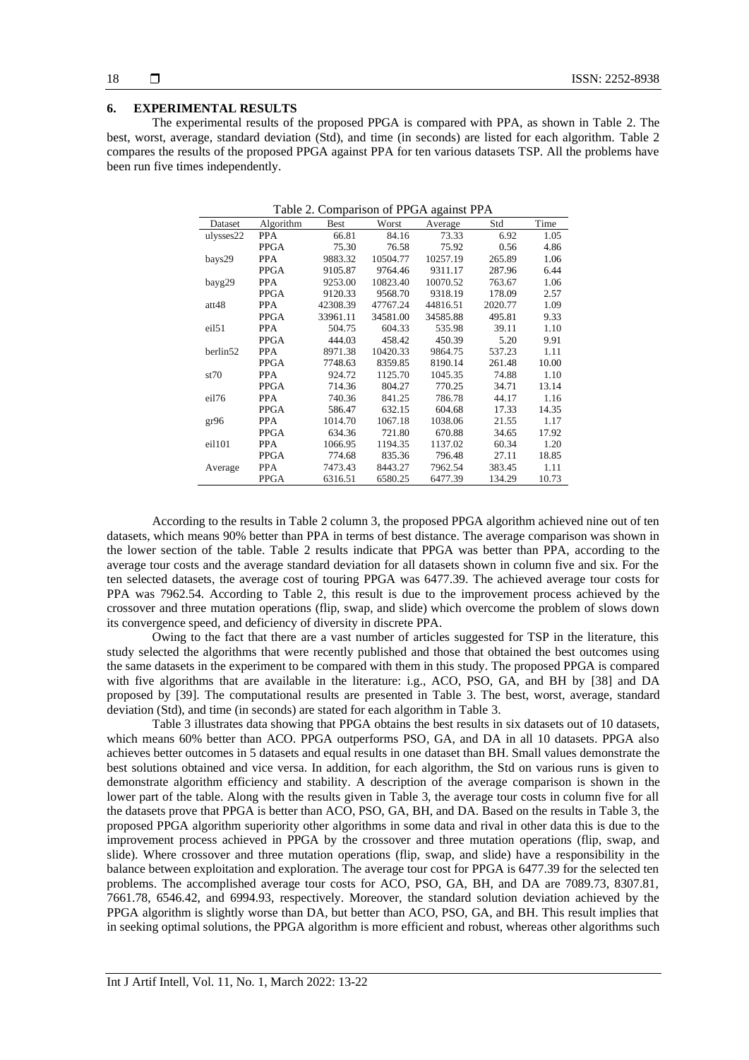## 6. EXPERIMENTAL RESULTS

The experimental results of the proposed PPGA is compared with PPA, as shown in Table 2. The best, worst, average, standard deviation (Std), and time (in seconds) are listed for each algorithm. Table 2 compares the results of the proposed PPGA against PPA for ten various datasets TSP. All the problems have been run five times independently.

Table 2. Comparison of PPGA against PPA

| Dataset | Algorithm | Best | Worst | Average | Std | Time |
|---|---|---|---|---|---|---|
| ulysses22 | PPA | 66.81 | 84.16 | 73.33 | 6.92 | 1.05 |
| | PPGA | 75.30 | 76.58 | 75.92 | 0.56 | 4.86 |
| bays29 | PPA | 9883.32 | 10504.77 | 10257.19 | 265.89 | 1.06 |
| | PPGA | 9105.87 | 9764.46 | 9311.17 | 287.96 | 6.44 |
| bayg29 | PPA | 9253.00 | 10823.40 | 10070.52 | 763.67 | 1.06 |
| | PPGA | 9120.33 | 9568.70 | 9318.19 | 178.09 | 2.57 |
| att48 | PPA | 42308.39 | 47767.24 | 44816.51 | 2020.77 | 1.09 |
| | PPGA | 33961.11 | 34581.00 | 34585.88 | 495.81 | 9.33 |
| eil51 | PPA | 504.75 | 604.33 | 535.98 | 39.11 | 1.10 |
| | PPGA | 444.03 | 458.42 | 450.39 | 5.20 | 9.91 |
| berlin52 | PPA | 8971.38 | 10420.33 | 9864.75 | 537.23 | 1.11 |
| | PPGA | 7748.63 | 8359.85 | 8190.14 | 261.48 | 10.00 |
| st70 | PPA | 924.72 | 1125.70 | 1045.35 | 74.88 | 1.10 |
| | PPGA | 714.36 | 804.27 | 770.25 | 34.71 | 13.14 |
| eil76 | PPA | 740.36 | 841.25 | 786.78 | 44.17 | 1.16 |
| | PPGA | 586.47 | 632.15 | 604.68 | 17.33 | 14.35 |
| gr96 | PPA | 1014.70 | 1067.18 | 1038.06 | 21.55 | 1.17 |
| | PPGA | 634.36 | 721.80 | 670.88 | 34.65 | 17.92 |
| eil101 | PPA | 1066.95 | 1194.35 | 1137.02 | 60.34 | 1.20 |
| | PPGA | 774.68 | 835.36 | 796.48 | 27.11 | 18.85 |
| Average | PPA | 7473.43 | 8443.27 | 7962.54 | 383.45 | 1.11 |
| | PPGA | 6316.51 | 6580.25 | 6477.39 | 134.29 | 10.73 |

According to the results in Table 2 column 3, the proposed PPGA algorithm achieved nine out of ten datasets, which means 90% better than PPA in terms of best distance. The average comparison was shown in the lower section of the table. Table 2 results indicate that PPGA was better than PPA, according to the average tour costs and the average standard deviation for all datasets shown in column five and six. For the ten selected datasets, the average cost of touring PPGA was 6477.39. The achieved average tour costs for PPA was 7962.54. According to Table 2, this result is due to the improvement process achieved by the crossover and three mutation operations (flip, swap, and slide) which overcome the problem of slows down its convergence speed, and deficiency of diversity in discrete PPA.

Owing to the fact that there are a vast number of articles suggested for TSP in the literature, this study selected the algorithms that were recently published and those that obtained the best outcomes using the same datasets in the experiment to be compared with them in this study. The proposed PPGA is compared with five algorithms that are available in the literature: i.g., ACO, PSO, GA, and BH by [38] and DA proposed by [39]. The computational results are presented in Table 3. The best, worst, average, standard deviation (Std), and time (in seconds) are stated for each algorithm in Table 3.

Table 3 illustrates data showing that PPGA obtains the best results in six datasets out of 10 datasets, which means 60% better than ACO. PPGA outperforms PSO, GA, and DA in all 10 datasets. PPGA also achieves better outcomes in 5 datasets and equal results in one dataset than BH. Small values demonstrate the best solutions obtained and vice versa. In addition, for each algorithm, the Std on various runs is given to demonstrate algorithm efficiency and stability. A description of the average comparison is shown in the lower part of the Table. Along with the results given in Table 3, the average tour costs in column five for all the datasets prove that PPGA is better than ACO, PSO, GA, BH, and DA. Based on the results in Table 3, the proposed PPGA algorithm superiority other algorithms in some data and rival in other data this is due to the improvement process achieved in PPGA by the crossover and three mutation operations (flip, swap, and slide). Where crossover and three mutation operations (flip, swap, and slide) have a responsibility in the balance between exploitation and exploration. The average tour cost for PPGA is 6477.39 for the selected ten problems. The accomplished average tour costs for ACO, PSO, GA, BH, and DA are 7089.73, 8307.81, 7661.78, 6546.42, and 6994.93, respectively. Moreover, the standard solution deviation achieved by the PPGA algorithm is slightly worse than DA, but better than ACO, PSO, GA, and BH. This result implies that in seeking optimal solutions, the PPGA algorithm is more efficient and robust, whereas other algorithms such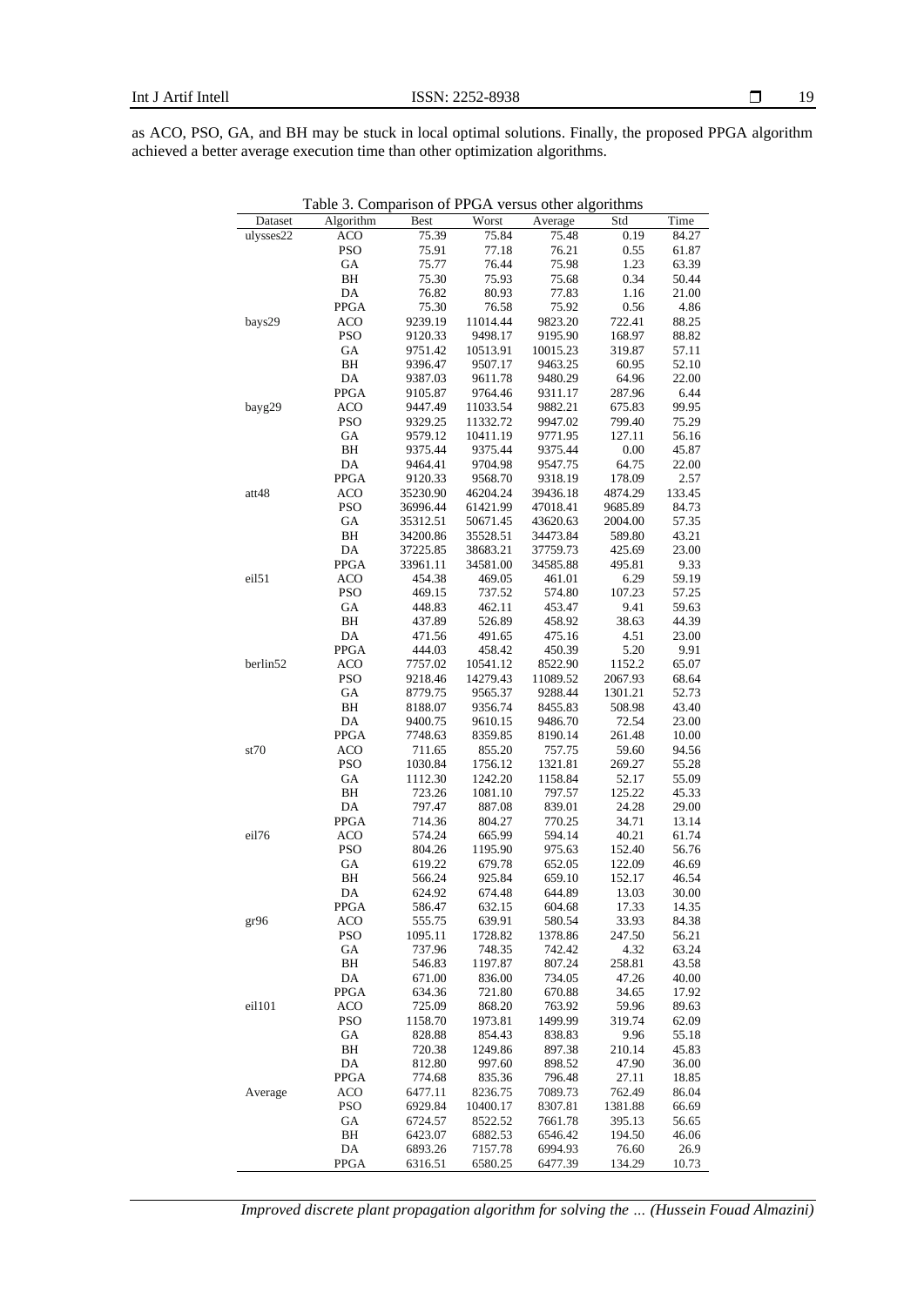as ACO, PSO, GA, and BH may be stuck in local optimal solutions. Finally, the proposed PPGA algorithm achieved a better average execution time than other optimization algorithms.

Table 3. Comparison of PPGA versus other algorithms

| Dataset | Algorithm | Best | Worst | Average | Std | Time |
|---|---|---|---|---|---|---|
| ulysses22 | ACO | 75.39 | 75.84 | 75.48 | 0.19 | 84.27 |
| | PSO | 75.91 | 77.18 | 76.21 | 0.55 | 61.87 |
| | GA | 75.77 | 76.44 | 75.98 | 1.23 | 63.39 |
| | BH | 75.30 | 75.93 | 75.68 | 0.34 | 50.44 |
| | DA | 76.82 | 80.93 | 77.83 | 1.16 | 21.00 |
| | PPGA | 75.30 | 76.58 | 75.92 | 0.56 | 4.86 |
| bays29 | ACO | 9239.19 | 11014.44 | 9823.20 | 722.41 | 88.25 |
| | PSO | 9120.33 | 9498.17 | 9195.90 | 168.97 | 88.82 |
| | GA | 9751.42 | 10513.91 | 10015.23 | 319.87 | 57.11 |
| | BH | 9396.47 | 9507.17 | 9463.25 | 60.95 | 52.10 |
| | DA | 9387.03 | 9611.78 | 9480.29 | 64.96 | 22.00 |
| | PPGA | 9105.87 | 9764.46 | 9311.17 | 287.96 | 6.44 |
| bayg29 | ACO | 9447.49 | 11033.54 | 9882.21 | 675.83 | 99.95 |
| | PSO | 9329.25 | 11332.72 | 9947.02 | 799.40 | 75.29 |
| | GA | 9579.12 | 10411.19 | 9771.95 | 127.11 | 56.16 |
| | BH | 9375.44 | 9375.44 | 9375.44 | 0.00 | 45.87 |
| | DA | 9464.41 | 9704.98 | 9547.75 | 64.75 | 22.00 |
| | PPGA | 9120.33 | 9568.70 | 9318.19 | 178.09 | 2.57 |
| att48 | ACO | 35230.90 | 46204.24 | 39436.18 | 4874.29 | 133.45 |
| | PSO | 36996.44 | 61421.99 | 47018.41 | 9685.89 | 84.73 |
| | GA | 35312.51 | 50671.45 | 43620.63 | 2004.00 | 57.35 |
| | BH | 34200.86 | 35528.51 | 34473.84 | 589.80 | 43.21 |
| | DA | 37225.85 | 38683.21 | 37759.73 | 425.69 | 23.00 |
| | PPGA | 33961.11 | 34581.00 | 34585.88 | 495.81 | 9.33 |
| eil51 | ACO | 454.38 | 469.05 | 461.01 | 6.29 | 59.19 |
| | PSO | 469.15 | 737.52 | 574.80 | 107.23 | 57.25 |
| | GA | 448.83 | 462.11 | 453.47 | 9.41 | 59.63 |
| | BH | 437.89 | 526.89 | 458.92 | 38.63 | 44.39 |
| | DA | 471.56 | 491.65 | 475.16 | 4.51 | 23.00 |
| | PPGA | 444.03 | 458.42 | 450.39 | 5.20 | 9.91 |
| berlin52 | ACO | 7757.02 | 10541.12 | 8522.90 | 1152.2 | 65.07 |
| | PSO | 9218.46 | 14279.43 | 11089.52 | 2067.93 | 68.64 |
| | GA | 8779.75 | 9565.37 | 9288.44 | 1301.21 | 52.73 |
| | BH | 8188.07 | 9356.74 | 8455.83 | 508.98 | 43.40 |
| | DA | 9400.75 | 9610.15 | 9486.70 | 72.54 | 23.00 |
| | PPGA | 7748.63 | 8359.85 | 8190.14 | 261.48 | 10.00 |
| st70 | ACO | 711.65 | 855.20 | 757.75 | 59.60 | 94.56 |
| | PSO | 1030.84 | 1756.12 | 1321.81 | 269.27 | 55.28 |
| | GA | 1112.30 | 1242.20 | 1158.84 | 52.17 | 55.09 |
| | BH | 723.26 | 1081.10 | 797.57 | 125.22 | 45.33 |
| | DA | 797.47 | 887.08 | 839.01 | 24.28 | 29.00 |
| | PPGA | 714.36 | 804.27 | 770.25 | 34.71 | 13.14 |
| eil76 | ACO | 574.24 | 665.99 | 594.14 | 40.21 | 61.74 |
| | PSO | 804.26 | 1195.90 | 975.63 | 152.40 | 56.76 |
| | GA | 619.22 | 679.78 | 652.05 | 122.09 | 46.69 |
| | BH | 566.24 | 925.84 | 659.10 | 152.17 | 46.54 |
| | DA | 624.92 | 674.48 | 644.89 | 13.03 | 30.00 |
| | PPGA | 586.47 | 632.15 | 604.68 | 17.33 | 14.35 |
| gr96 | ACO | 555.75 | 639.91 | 580.54 | 33.93 | 84.38 |
| | PSO | 1095.11 | 1728.82 | 1378.86 | 247.50 | 56.21 |
| | GA | 737.96 | 748.35 | 742.42 | 4.32 | 63.24 |
| | BH | 546.83 | 1197.87 | 807.24 | 258.81 | 43.58 |
| | DA | 671.00 | 836.00 | 734.05 | 47.26 | 40.00 |
| | PPGA | 634.36 | 721.80 | 670.88 | 34.65 | 17.92 |
| eil101 | ACO | 725.09 | 868.20 | 763.92 | 59.96 | 89.63 |
| | PSO | 1158.70 | 1973.81 | 1499.99 | 319.74 | 62.09 |
| | GA | 828.88 | 854.43 | 838.83 | 9.96 | 55.18 |
| | BH | 720.38 | 1249.86 | 897.38 | 210.14 | 45.83 |
| | DA | 812.80 | 997.60 | 898.52 | 47.90 | 36.00 |
| | PPGA | 774.68 | 835.36 | 796.48 | 27.11 | 18.85 |
| Average | ACO | 6477.11 | 8236.75 | 7089.73 | 762.49 | 86.04 |
| | PSO | 6929.84 | 10400.17 | 8307.81 | 1381.88 | 66.69 |
| | GA | 6724.57 | 8522.52 | 7661.78 | 395.13 | 56.65 |
| | BH | 6423.07 | 6882.53 | 6546.42 | 194.50 | 46.06 |
| | DA | 6893.26 | 7157.78 | 6994.93 | 76.60 | 26.9 |
| | PPGA | 6316.51 | 6580.25 | 6477.39 | 134.29 | 10.73 |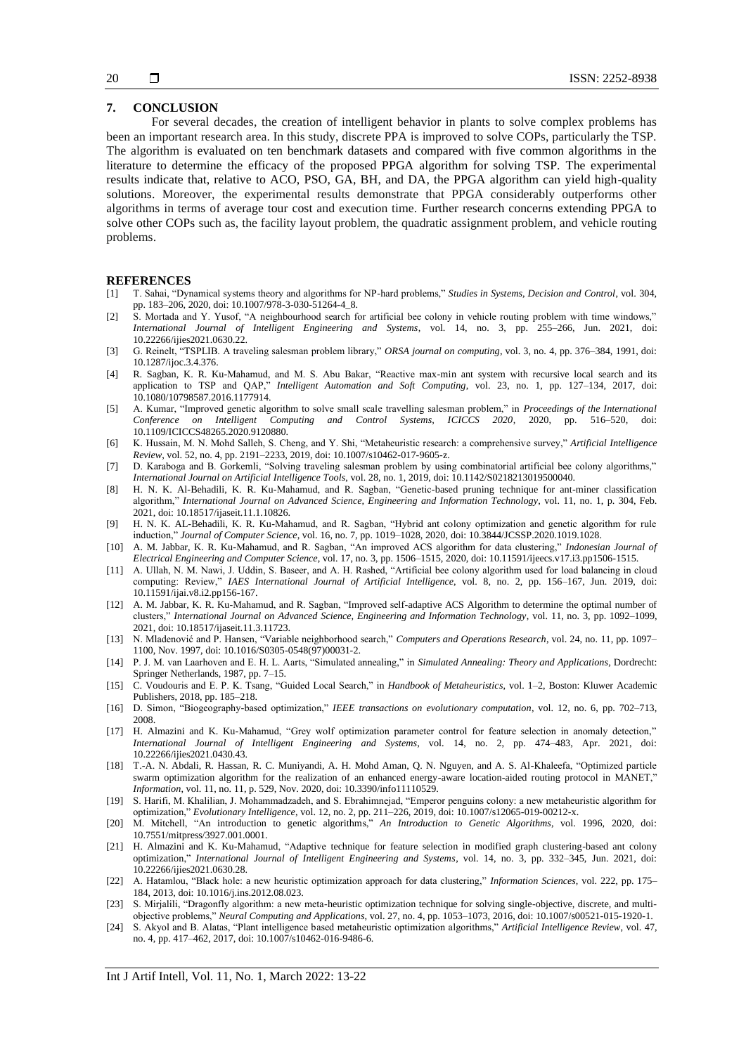## 7. CONCLUSION

For several decades, the creation of intelligent behavior in plants to solve complex problems has been an important research area. In this study, discrete PPA is improved to solve COPs, particularly the TSP. The algorithm is evaluated on ten benchmark datasets and compared with five common algorithms in the literature to determine the efficacy of the proposed PPGA algorithm for solving TSP. The experimental results indicate that, relative to ACO, PSO, GA, BH, and DA, the PPGA algorithm can yield high-quality solutions. Moreover, the experimental results demonstrate that PPGA considerably outperforms other algorithms in terms of average tour cost and execution time. Further research concerns extending PPGA to solve other COPs such as, the facility layout problem, the quadratic assignment problem, and vehicle routing problems.

## REFERENCES

[1] T. Sahai, "Dynamical systems theory and algorithms for NP-hard problems," *Studies in Systems, Decision and Control*, vol. 304, pp. 183–206, 2020, doi: 10.1007/978-3-030-51264-4_8.

[2] S. Mortada and Y. Yusof, "A neighbourhood search for artificial bee colony in vehicle routing problem with time windows," *International Journal of Intelligent Engineering and Systems*, vol. 14, no. 3, pp. 255–266, Jun. 2021, doi: 10.22266/ijies2021.0630.22.

[3] G. Reinelt, "TSPLIB. A traveling salesman problem library," *ORSA journal on computing*, vol. 3, no. 4, pp. 376–384, 1991, doi: 10.1287/ijoc.3.4.376.

[4] R. Sagban, K. R. Ku-Mahamud, and M. S. Abu Bakar, "Reactive max-min ant system with recursive local search and its application to TSP and QAP," *Intelligent Automation and Soft Computing*, vol. 23, no. 1, pp. 127–134, 2017, doi: 10.1080/10798587.2016.1177914.

[5] A. Kumar, "Improved genetic algorithm to solve small scale travelling salesman problem," in *Proceedings of the International Conference on Intelligent Computing and Control Systems, ICICCS 2020*, 2020, pp. 516–520, doi: 10.1109/ICICCS48265.2020.9120880.

[6] K. Hussain, M. N. Mohd Salleh, S. Cheng, and Y. Shi, "Metaheuristic research: a comprehensive survey," *Artificial Intelligence Review*, vol. 52, no. 4, pp. 2191–2233, 2019, doi: 10.1007/s10462-017-9605-z.

[7] D. Karaboga and B. Gorkemli, "Solving traveling salesman problem by using combinatorial artificial bee colony algorithms," *International Journal on Artificial Intelligence Tools*, vol. 28, no. 1, 2019, doi: 10.1142/S0218213019500040.

[8] H. N. K. Al-Behadili, K. R. Ku-Mahamud, and R. Sagban, "Genetic-based pruning technique for ant-miner classification algorithm," *International Journal on Advanced Science, Engineering and Information Technology*, vol. 11, no. 1, p. 304, Feb. 2021, doi: 10.18517/ijaseit.11.1.10826.

[9] H. N. K. AL-Behadili, K. R. Ku-Mahamud, and R. Sagban, "Hybrid ant colony optimization and genetic algorithm for rule induction," *Journal of Computer Science*, vol. 16, no. 7, pp. 1019–1028, 2020, doi: 10.3844/JCSSP.2020.1019.1028.

[10] A. M. Jabbar, K. R. Ku-Mahamud, and R. Sagban, "An improved ACS algorithm for data clustering," *Indonesian Journal of Electrical Engineering and Computer Science*, vol. 17, no. 3, pp. 1506–1515, 2020, doi: 10.11591/ijeecs.v17.i3.pp1506-1515.

[11] A. Ullah, N. M. Nawi, J. Uddin, S. Baseer, and A. H. Rashed, "Artificial bee colony algorithm used for load balancing in cloud computing: Review," *IAES International Journal of Artificial Intelligence*, vol. 8, no. 2, pp. 156–167, Jun. 2019, doi: 10.11591/ijai.v8.i2.pp156-167.

[12] A. M. Jabbar, K. R. Ku-Mahamud, and R. Sagban, "Improved self-adaptive ACS Algorithm to determine the optimal number of clusters," *International Journal on Advanced Science, Engineering and Information Technology*, vol. 11, no. 3, pp. 1092–1099, 2021, doi: 10.18517/ijaseit.11.3.11723.

[13] N. Mladenović and P. Hansen, "Variable neighborhood search," *Computers and Operations Research*, vol. 24, no. 11, pp. 1097–1100, Nov. 1997, doi: 10.1016/S0305-0548(97)00031-2.

[14] P. J. M. van Laarhoven and E. H. L. Aarts, "Simulated annealing," in *Simulated Annealing: Theory and Applications*, Dordrecht: Springer Netherlands, 1987, pp. 7–15.

[15] C. Voudouris and E. P. K. Tsang, "Guided Local Search," in *Handbook of Metaheuristics*, vol. 1–2, Boston: Kluwer Academic Publishers, 2018, pp. 185–218.

[16] D. Simon, "Biogeography-based optimization," *IEEE transactions on evolutionary computation*, vol. 12, no. 6, pp. 702–713, 2008.

[17] H. Almazini and K. Ku-Mahamud, "Grey wolf optimization parameter control for feature selection in anomaly detection," *International Journal of Intelligent Engineering and Systems*, vol. 14, no. 2, pp. 474–483, Apr. 2021, doi: 10.22266/ijies2021.0430.43.

[18] T.-A. N. Abdali, R. Hassan, R. C. Muniyandi, A. H. Mohd Aman, Q. N. Nguyen, and A. S. Al-Khaleefa, "Optimized particle swarm optimization algorithm for the realization of an enhanced energy-aware location-aided routing protocol in MANET," *Information*, vol. 11, no. 11, p. 529, Nov. 2020, doi: 10.3390/info11110529.

[19] S. Harifi, M. Khalilian, J. Mohammadzadeh, and S. Ebrahimnejad, "Emperor penguins colony: a new metaheuristic algorithm for optimization," *Evolutionary Intelligence*, vol. 12, no. 2, pp. 211–226, 2019, doi: 10.1007/s12065-019-00212-x.

[20] M. Mitchell, "An introduction to genetic algorithms," *An Introduction to Genetic Algorithms*, vol. 1996, 2020, doi: 10.7551/mitpress/3927.001.0001.

[21] H. Almazini and K. Ku-Mahamud, "Adaptive technique for feature selection in modified graph clustering-based ant colony optimization," *International Journal of Intelligent Engineering and Systems*, vol. 14, no. 3, pp. 332–345, Jun. 2021, doi: 10.22266/ijies2021.0630.28.

[22] A. Hatamlou, "Black hole: a new heuristic optimization approach for data clustering," *Information Sciences*, vol. 222, pp. 175–184, 2013, doi: 10.1016/j.ins.2012.08.023.

[23] S. Mirjalili, "Dragonfly algorithm: a new meta-heuristic optimization technique for solving single-objective, discrete, and multi-objective problems," *Neural Computing and Applications*, vol. 27, no. 4, pp. 1053–1073, 2016, doi: 10.1007/s00521-015-1920-1.

[24] S. Akyol and B. Alatas, "Plant intelligence based metaheuristic optimization algorithms," *Artificial Intelligence Review*, vol. 47, no. 4, pp. 417–462, 2017, doi: 10.1007/s10462-016-9486-6.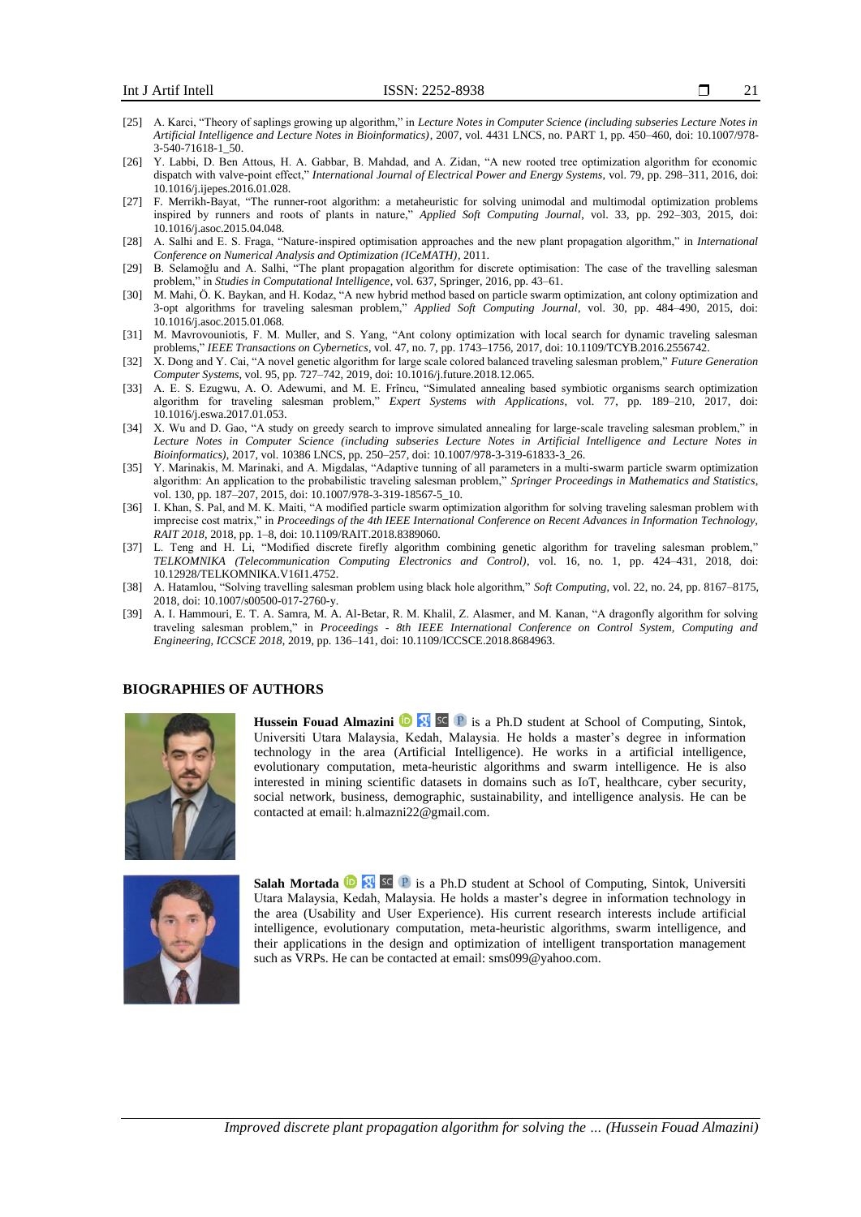[25] A. Karci, "Theory of saplings growing up algorithm," in *Lecture Notes in Computer Science (including subseries Lecture Notes in Artificial Intelligence and Lecture Notes in Bioinformatics)*, 2007, vol. 4431 LNCS, no. PART 1, pp. 450–460, doi: 10.1007/978-3-540-71618-1_50.

[26] Y. Labbi, D. Ben Attous, H. A. Gabbar, B. Mahdad, and A. Zidan, "A new rooted tree optimization algorithm for economic dispatch with valve-point effect," *International Journal of Electrical Power and Energy Systems*, vol. 79, pp. 298–311, 2016, doi: 10.1016/j.ijepes.2016.01.028.

[27] F. Merrikh-Bayat, "The runner-root algorithm: a metaheuristic for solving unimodal and multimodal optimization problems inspired by runners and roots of plants in nature," *Applied Soft Computing Journal*, vol. 33, pp. 292–303, 2015, doi: 10.1016/j.asoc.2015.04.048.

[28] A. Salhi and E. S. Fraga, "Nature-inspired optimisation approaches and the new plant propagation algorithm," in *International Conference on Numerical Analysis and Optimization (ICeMATH)*, 2011.

[29] B. Selamoğlu and A. Salhi, "The plant propagation algorithm for discrete optimisation: The case of the travelling salesman problem," in *Studies in Computational Intelligence*, vol. 637, Springer, 2016, pp. 43–61.

[30] M. Mahi, Ö. K. Baykan, and H. Kodaz, "A new hybrid method based on particle swarm optimization, ant colony optimization and 3-opt algorithms for traveling salesman problem," *Applied Soft Computing Journal*, vol. 30, pp. 484–490, 2015, doi: 10.1016/j.asoc.2015.01.068.

[31] M. Mavrovouniotis, F. M. Muller, and S. Yang, "Ant colony optimization with local search for dynamic traveling salesman problems," *IEEE Transactions on Cybernetics*, vol. 47, no. 7, pp. 1743–1756, 2017, doi: 10.1109/TCYB.2016.2556742.

[32] X. Dong and Y. Cai, "A novel genetic algorithm for large scale colored balanced traveling salesman problem," *Future Generation Computer Systems*, vol. 95, pp. 727–742, 2019, doi: 10.1016/j.future.2018.12.065.

[33] A. E. S. Ezugwu, A. O. Adewumi, and M. E. Frîncu, "Simulated annealing based symbiotic organisms search optimization algorithm for traveling salesman problem," *Expert Systems with Applications*, vol. 77, pp. 189–210, 2017, doi: 10.1016/j.eswa.2017.01.053.

[34] X. Wu and D. Gao, "A study on greedy search to improve simulated annealing for large-scale traveling salesman problem," in *Lecture Notes in Computer Science (including subseries Lecture Notes in Artificial Intelligence and Lecture Notes in Bioinformatics)*, 2017, vol. 10386 LNCS, pp. 250–257, doi: 10.1007/978-3-319-61833-3_26.

[35] Y. Marinakis, M. Marinaki, and A. Migdalas, "Adaptive tunning of all parameters in a multi-swarm particle swarm optimization algorithm: An application to the probabilistic traveling salesman problem," *Springer Proceedings in Mathematics and Statistics*, vol. 130, pp. 187–207, 2015, doi: 10.1007/978-3-319-18567-5_10.

[36] I. Khan, S. Pal, and M. K. Maiti, "A modified particle swarm optimization algorithm for solving traveling salesman problem with imprecise cost matrix," in *Proceedings of the 4th IEEE International Conference on Recent Advances in Information Technology, RAIT 2018*, 2018, pp. 1–8, doi: 10.1109/RAIT.2018.8389060.

[37] L. Teng and H. Li, "Modified discrete firefly algorithm combining genetic algorithm for traveling salesman problem," *TELKOMNIKA (Telecommunication Computing Electronics and Control)*, vol. 16, no. 1, pp. 424–431, 2018, doi: 10.12928/TELKOMNIKA.V16I1.4752.

[38] A. Hatamlou, "Solving travelling salesman problem using black hole algorithm," *Soft Computing*, vol. 22, no. 24, pp. 8167–8175, 2018, doi: 10.1007/s00500-017-2760-y.

[39] A. I. Hammouri, E. T. A. Samra, M. A. Al-Betar, R. M. Khalil, Z. Alasmer, and M. Kanan, "A dragonfly algorithm for solving traveling salesman problem," in *Proceedings - 8th IEEE International Conference on Control System, Computing and Engineering, ICCSCE 2018*, 2019, pp. 136–141, doi: 10.1109/ICCSCE.2018.8684963.

## BIOGRAPHIES OF AUTHORS

**Hussein Fouad Almazini** is a Ph.D student at School of Computing, Sintok, Universiti Utara Malaysia, Kedah, Malaysia. He holds a master's degree in information technology in the area (Artificial Intelligence). He works in a artificial intelligence, evolutionary computation, meta-heuristic algorithms and swarm intelligence. He is also interested in mining scientific datasets in domains such as IoT, healthcare, cyber security, social network, business, demographic, sustainability, and intelligence analysis. He can be contacted at email: h.almazni22@gmail.com.

**Salah Mortada** is a Ph.D student at School of Computing, Sintok, Universiti Utara Malaysia, Kedah, Malaysia. He holds a master's degree in information technology in the area (Usability and User Experience). His current research interests include artificial intelligence, evolutionary computation, meta-heuristic algorithms, swarm intelligence, and their applications in the design and optimization of intelligent transportation management such as VRPs. He can be contacted at email: sms099@yahoo.com.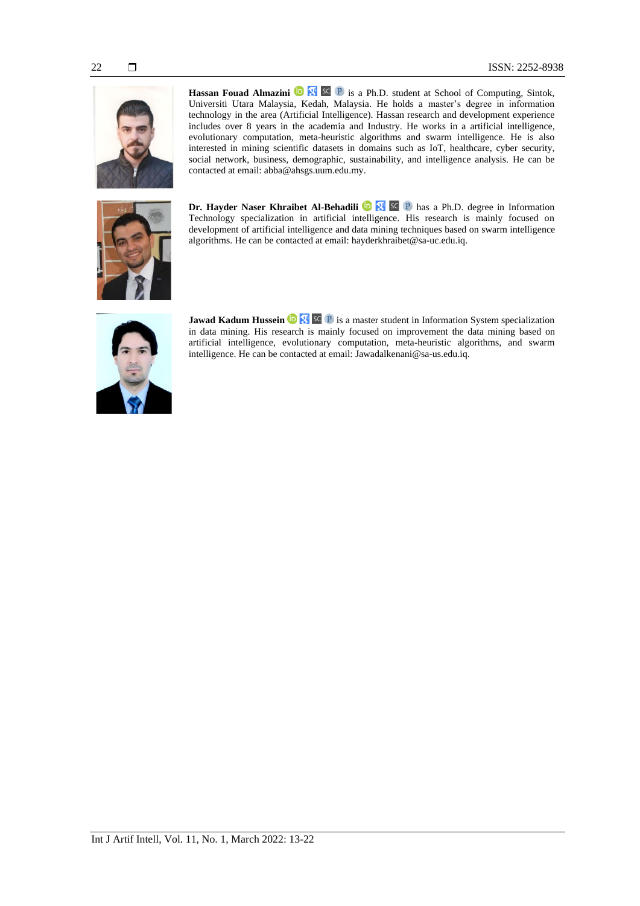**Hassan Fouad Almazini** is a Ph.D. student at School of Computing, Sintok, Universiti Utara Malaysia, Kedah, Malaysia. He holds a master's degree in information technology in the area (Artificial Intelligence). Hassan research and development experience includes over 8 years in the academia and Industry. He works in a artificial intelligence, evolutionary computation, meta-heuristic algorithms and swarm intelligence. He is also interested in mining scientific datasets in domains such as IoT, healthcare, cyber security, social network, business, demographic, sustainability, and intelligence analysis. He can be contacted at email: abba@ahsgs.uum.edu.my.

**Dr. Hayder Naser Khraibet Al-Behadili** has a Ph.D. degree in Information Technology specialization in artificial intelligence. His research is mainly focused on development of artificial intelligence and data mining techniques based on swarm intelligence algorithms. He can be contacted at email: hayderkhraibet@sa-uc.edu.iq.

**Jawad Kadum Hussein** is a master student in Information System specialization in data mining. His research is mainly focused on improvement the data mining based on artificial intelligence, evolutionary computation, meta-heuristic algorithms, and swarm intelligence. He can be contacted at email: Jawadalkenani@sa-us.edu.iq.